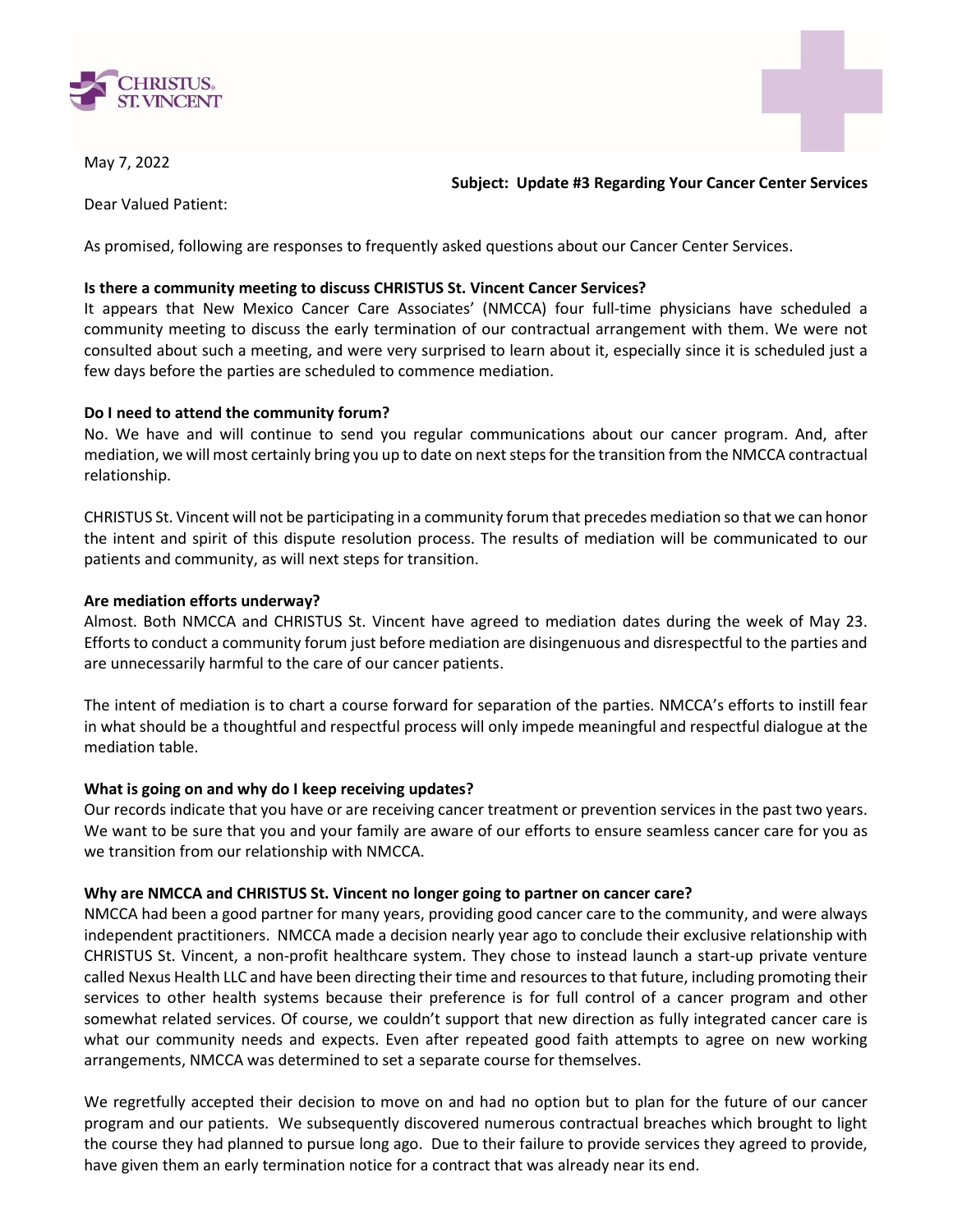May 7, 2022

**Subject: Update #3 Regarding Your Cancer Center Services**

Dear Valued Patient:

As promised, following are responses to frequently asked questions about our Cancer Center Services.

**Is there a community meeting to discuss CHRISTUS St. Vincent Cancer Services?**

It appears that New Mexico Cancer Care Associates' (NMCCA) four full-time physicians have scheduled a community meeting to discuss the early termination of our contractual arrangement with them. We were not consulted about such a meeting, and were very surprised to learn about it, especially since it is scheduled just a few days before the parties are scheduled to commence mediation.

**Do I need to attend the community forum?**

No. We have and will continue to send you regular communications about our cancer program. And, after mediation, we will most certainly bring you up to date on next steps for the transition from the NMCCA contractual relationship.

CHRISTUS St. Vincent will not be participating in a community forum that precedes mediation so that we can honor the intent and spirit of this dispute resolution process. The results of mediation will be communicated to our patients and community, as will next steps for transition.

**Are mediation efforts underway?**

Almost. Both NMCCA and CHRISTUS St. Vincent have agreed to mediation dates during the week of May 23. Efforts to conduct a community forum just before mediation are disingenuous and disrespectful to the parties and are unnecessarily harmful to the care of our cancer patients.

The intent of mediation is to chart a course forward for separation of the parties. NMCCA's efforts to instill fear in what should be a thoughtful and respectful process will only impede meaningful and respectful dialogue at the mediation table.

**What is going on and why do I keep receiving updates?**

Our records indicate that you have or are receiving cancer treatment or prevention services in the past two years. We want to be sure that you and your family are aware of our efforts to ensure seamless cancer care for you as we transition from our relationship with NMCCA.

**Why are NMCCA and CHRISTUS St. Vincent no longer going to partner on cancer care?**

NMCCA had been a good partner for many years, providing good cancer care to the community, and were always independent practitioners. NMCCA made a decision nearly year ago to conclude their exclusive relationship with CHRISTUS St. Vincent, a non-profit healthcare system. They chose to instead launch a start-up private venture called Nexus Health LLC and have been directing their time and resources to that future, including promoting their services to other health systems because their preference is for full control of a cancer program and other somewhat related services. Of course, we couldn't support that new direction as fully integrated cancer care is what our community needs and expects. Even after repeated good faith attempts to agree on new working arrangements, NMCCA was determined to set a separate course for themselves.

We regretfully accepted their decision to move on and had no option but to plan for the future of our cancer program and our patients. We subsequently discovered numerous contractual breaches which brought to light the course they had planned to pursue long ago. Due to their failure to provide services they agreed to provide, have given them an early termination notice for a contract that was already near its end.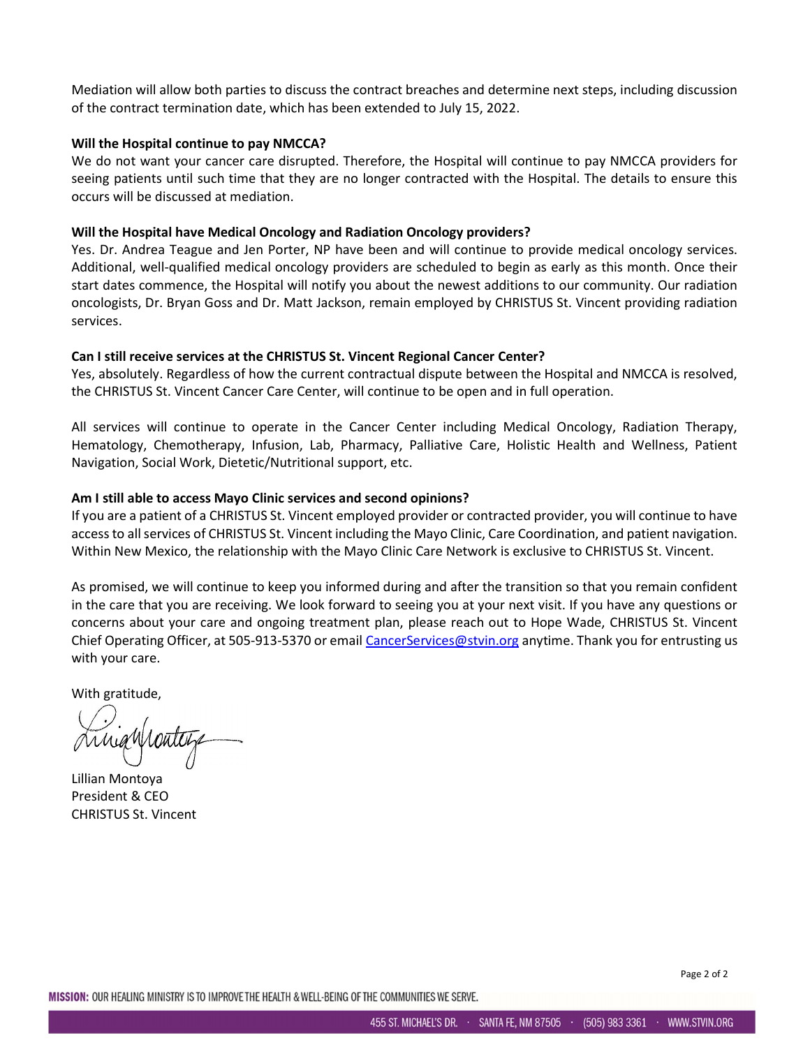Mediation will allow both parties to discuss the contract breaches and determine next steps, including discussion of the contract termination date, which has been extended to July 15, 2022.

**Will the Hospital continue to pay NMCCA?**

We do not want your cancer care disrupted. Therefore, the Hospital will continue to pay NMCCA providers for seeing patients until such time that they are no longer contracted with the Hospital. The details to ensure this occurs will be discussed at mediation.

**Will the Hospital have Medical Oncology and Radiation Oncology providers?**

Yes. Dr. Andrea Teague and Jen Porter, NP have been and will continue to provide medical oncology services. Additional, well-qualified medical oncology providers are scheduled to begin as early as this month. Once their start dates commence, the Hospital will notify you about the newest additions to our community. Our radiation oncologists, Dr. Bryan Goss and Dr. Matt Jackson, remain employed by CHRISTUS St. Vincent providing radiation services.

**Can I still receive services at the CHRISTUS St. Vincent Regional Cancer Center?**

Yes, absolutely. Regardless of how the current contractual dispute between the Hospital and NMCCA is resolved, the CHRISTUS St. Vincent Cancer Care Center, will continue to be open and in full operation.

All services will continue to operate in the Cancer Center including Medical Oncology, Radiation Therapy, Hematology, Chemotherapy, Infusion, Lab, Pharmacy, Palliative Care, Holistic Health and Wellness, Patient Navigation, Social Work, Dietetic/Nutritional support, etc.

**Am I still able to access Mayo Clinic services and second opinions?**

If you are a patient of a CHRISTUS St. Vincent employed provider or contracted provider, you will continue to have access to all services of CHRISTUS St. Vincent including the Mayo Clinic, Care Coordination, and patient navigation. Within New Mexico, the relationship with the Mayo Clinic Care Network is exclusive to CHRISTUS St. Vincent.

As promised, we will continue to keep you informed during and after the transition so that you remain confident in the care that you are receiving. We look forward to seeing you at your next visit. If you have any questions or concerns about your care and ongoing treatment plan, please reach out to Hope Wade, CHRISTUS St. Vincent Chief Operating Officer, at 505-913-5370 or email CancerServices@stvin.org anytime. Thank you for entrusting us with your care.

With gratitude,

Lillian Montoya
President & CEO
CHRISTUS St. Vincent

**MISSION:** OUR HEALING MINISTRY IS TO IMPROVE THE HEALTH & WELL-BEING OF THE COMMUNITIES WE SERVE.

455 ST. MICHAEL'S DR. · SANTA FE, NM 87505 · (505) 983 3361 · WWW.STVIN.ORG